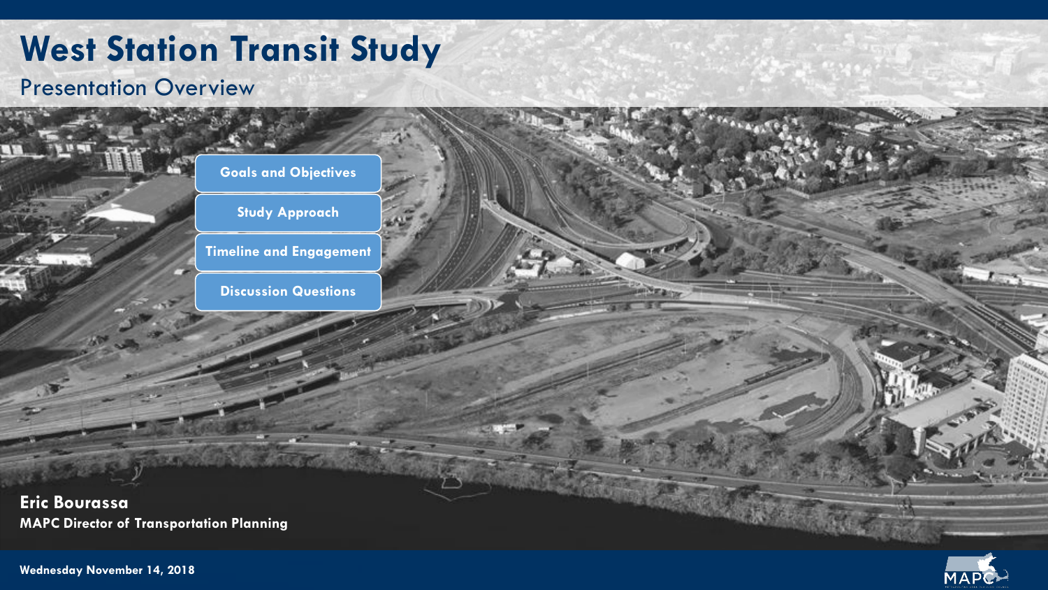# West Station Transit Study

## Presentation Overview

- Goals and Objectives
- Study Approach
- Timeline and Engagement
- Discussion Questions

**Eric Bourassa**
**MAPC Director of Transportation Planning**

**Wednesday November 14, 2018**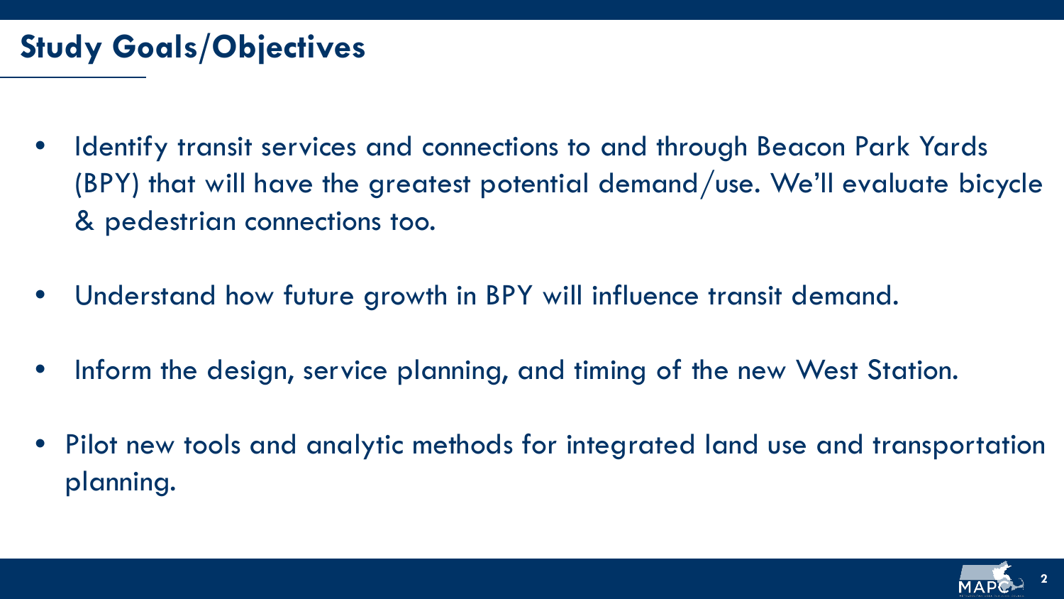## Study Goals/Objectives

- Identify transit services and connections to and through Beacon Park Yards (BPY) that will have the greatest potential demand/use. We'll evaluate bicycle & pedestrian connections too.
- Understand how future growth in BPY will influence transit demand.
- Inform the design, service planning, and timing of the new West Station.
- Pilot new tools and analytic methods for integrated land use and transportation planning.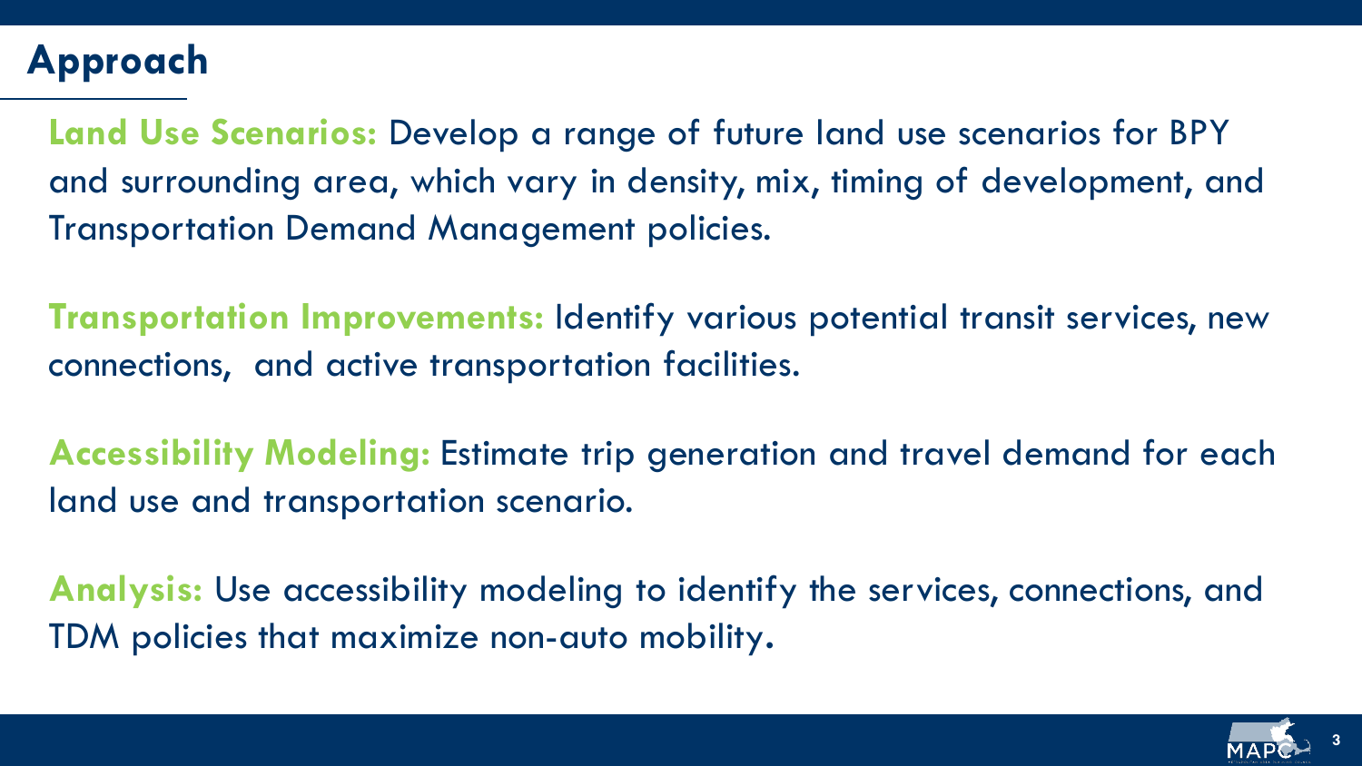# Approach

**Land Use Scenarios:** Develop a range of future land use scenarios for BPY and surrounding area, which vary in density, mix, timing of development, and Transportation Demand Management policies.

**Transportation Improvements:** Identify various potential transit services, new connections,  and active transportation facilities.

**Accessibility Modeling:** Estimate trip generation and travel demand for each land use and transportation scenario.

**Analysis:** Use accessibility modeling to identify the services, connections, and TDM policies that maximize non-auto mobility.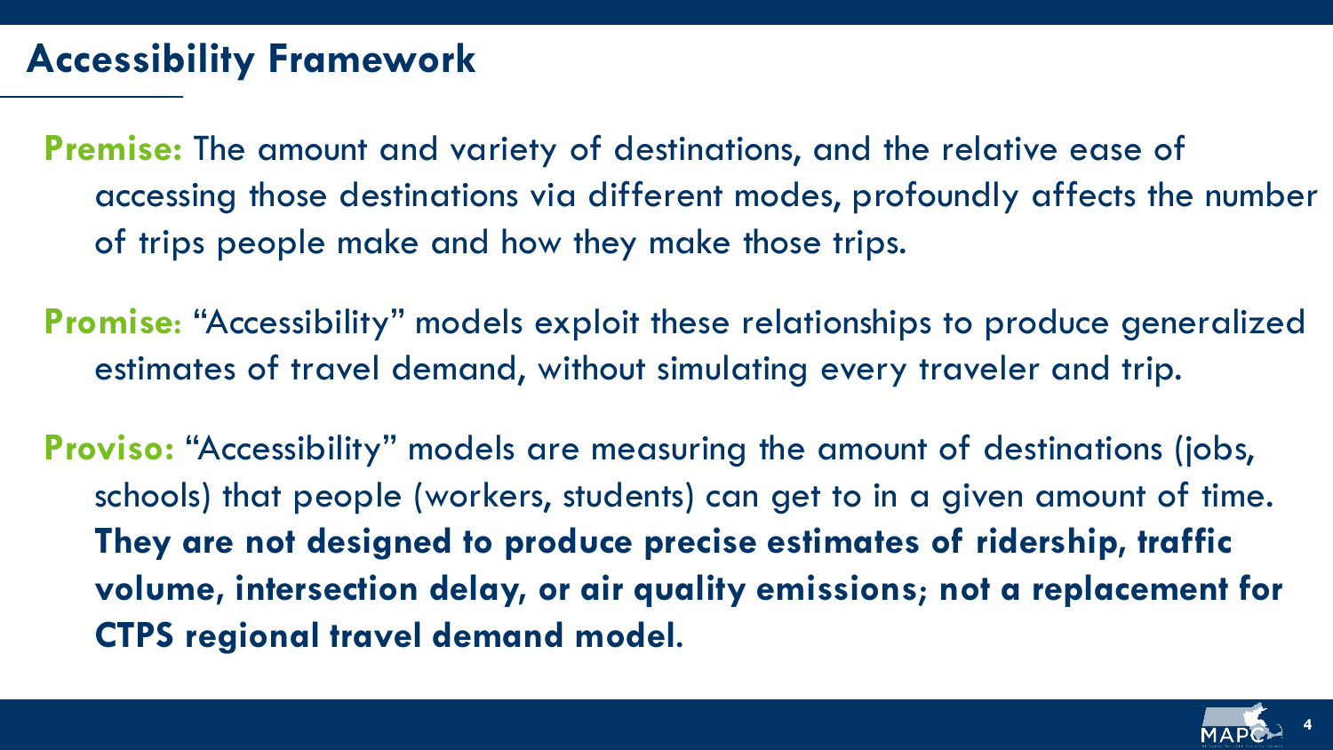## Accessibility Framework

**Premise:** The amount and variety of destinations, and the relative ease of accessing those destinations via different modes, profoundly affects the number of trips people make and how they make those trips.

**Promise:** "Accessibility" models exploit these relationships to produce generalized estimates of travel demand, without simulating every traveler and trip.

**Proviso:** "Accessibility" models are measuring the amount of destinations (jobs, schools) that people (workers, students) can get to in a given amount of time. **They are not designed to produce precise estimates of ridership, traffic volume, intersection delay, or air quality emissions; not a replacement for CTPS regional travel demand model.**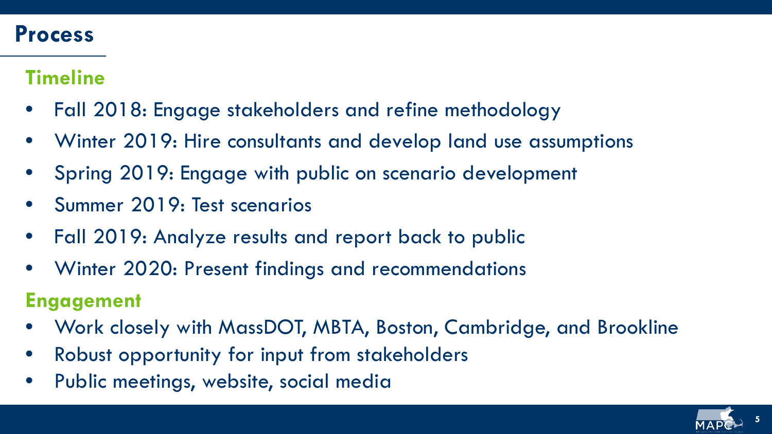# Process

## Timeline

- Fall 2018: Engage stakeholders and refine methodology
- Winter 2019: Hire consultants and develop land use assumptions
- Spring 2019: Engage with public on scenario development
- Summer 2019: Test scenarios
- Fall 2019: Analyze results and report back to public
- Winter 2020: Present findings and recommendations

## Engagement

- Work closely with MassDOT, MBTA, Boston, Cambridge, and Brookline
- Robust opportunity for input from stakeholders
- Public meetings, website, social media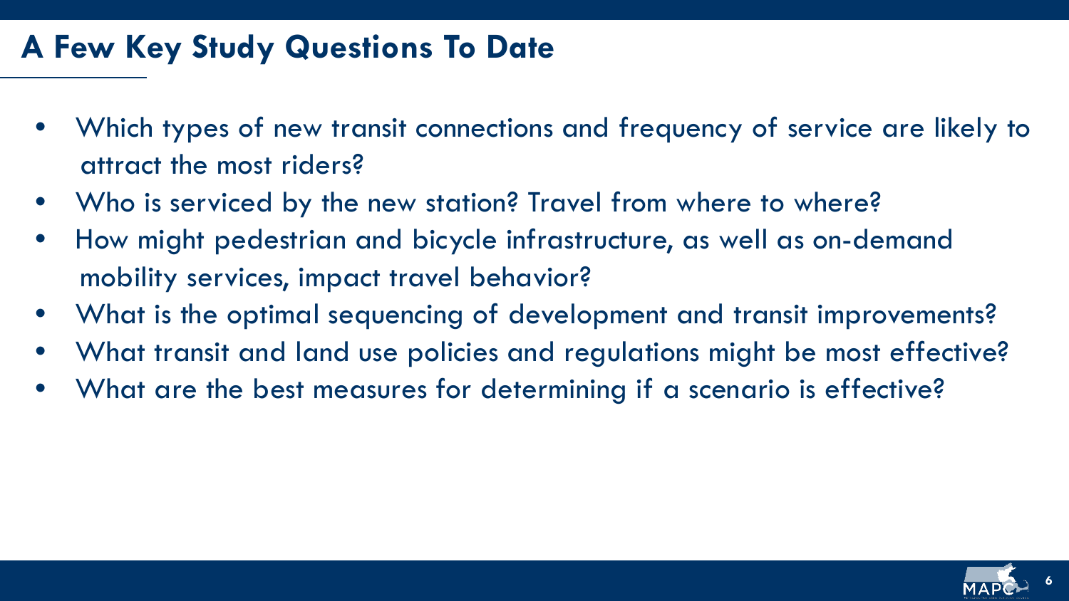## A Few Key Study Questions To Date

- Which types of new transit connections and frequency of service are likely to attract the most riders?
- Who is serviced by the new station? Travel from where to where?
- How might pedestrian and bicycle infrastructure, as well as on-demand mobility services, impact travel behavior?
- What is the optimal sequencing of development and transit improvements?
- What transit and land use policies and regulations might be most effective?
- What are the best measures for determining if a scenario is effective?